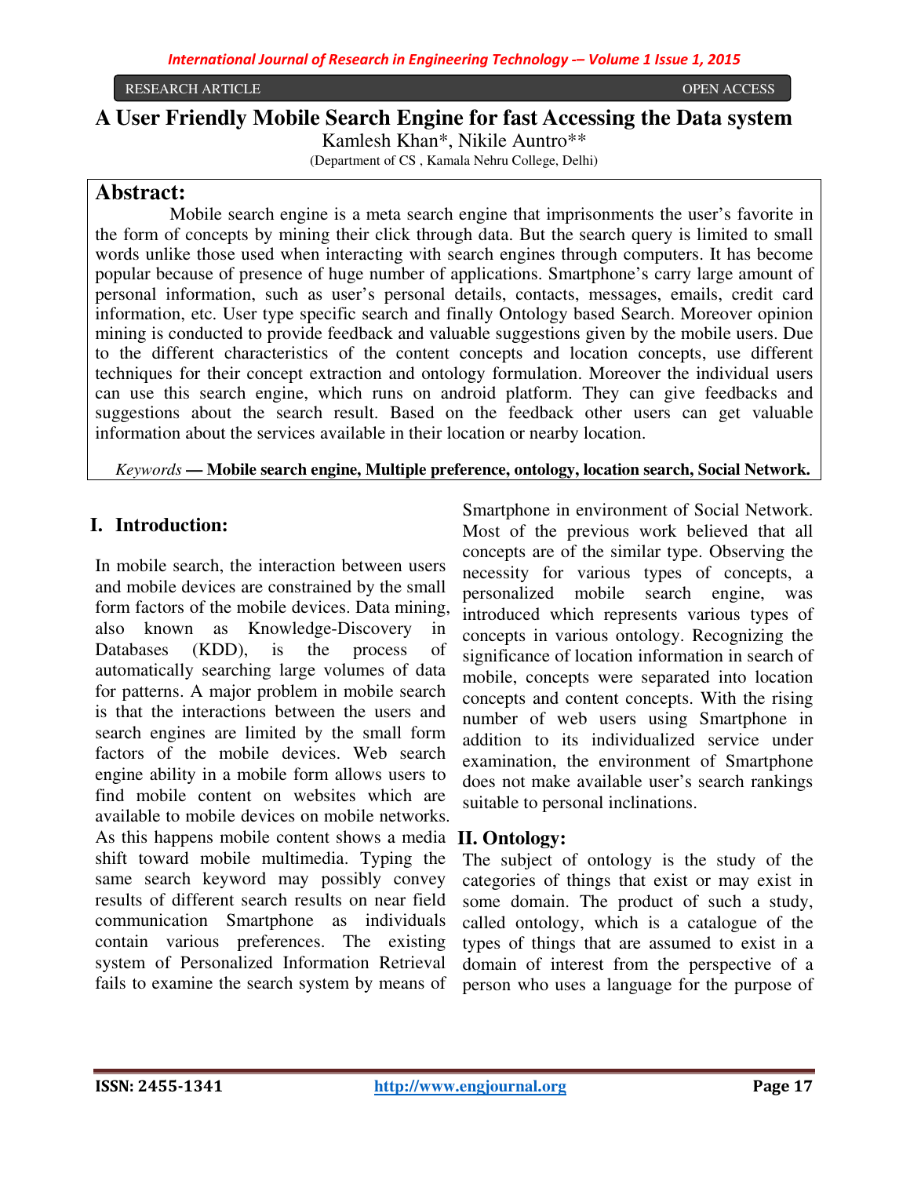RESEARCH ARTICLE OPEN ACCESS

# A User Friendly Mobile Search Engine for fast Accessing the Data system

Kamlesh Khan*, Nikile Auntro**

(Department of CS , Kamala Nehru College, Delhi)

## Abstract:

Mobile search engine is a meta search engine that imprisonments the user's favorite in the form of concepts by mining their click through data. But the search query is limited to small words unlike those used when interacting with search engines through computers. It has become popular because of presence of huge number of applications. Smartphone's carry large amount of personal information, such as user's personal details, contacts, messages, emails, credit card information, etc. User type specific search and finally Ontology based Search. Moreover opinion mining is conducted to provide feedback and valuable suggestions given by the mobile users. Due to the different characteristics of the content concepts and location concepts, use different techniques for their concept extraction and ontology formulation. Moreover the individual users can use this search engine, which runs on android platform. They can give feedbacks and suggestions about the search result. Based on the feedback other users can get valuable information about the services available in their location or nearby location.

*Keywords* — **Mobile search engine, Multiple preference, ontology, location search, Social Network.**

## I. Introduction:

In mobile search, the interaction between users and mobile devices are constrained by the small form factors of the mobile devices. Data mining, also known as Knowledge-Discovery in Databases (KDD), is the process of automatically searching large volumes of data for patterns. A major problem in mobile search is that the interactions between the users and search engines are limited by the small form factors of the mobile devices. Web search engine ability in a mobile form allows users to find mobile content on websites which are available to mobile devices on mobile networks. As this happens mobile content shows a media shift toward mobile multimedia. Typing the same search keyword may possibly convey results of different search results on near field communication Smartphone as individuals contain various preferences. The existing system of Personalized Information Retrieval fails to examine the search system by means of Smartphone in environment of Social Network. Most of the previous work believed that all concepts are of the similar type. Observing the necessity for various types of concepts, a personalized mobile search engine, was introduced which represents various types of concepts in various ontology. Recognizing the significance of location information in search of mobile, concepts were separated into location concepts and content concepts. With the rising number of web users using Smartphone in addition to its individualized service under examination, the environment of Smartphone does not make available user's search rankings suitable to personal inclinations.

## II. Ontology:

The subject of ontology is the study of the categories of things that exist or may exist in some domain. The product of such a study, called ontology, which is a catalogue of the types of things that are assumed to exist in a domain of interest from the perspective of a person who uses a language for the purpose of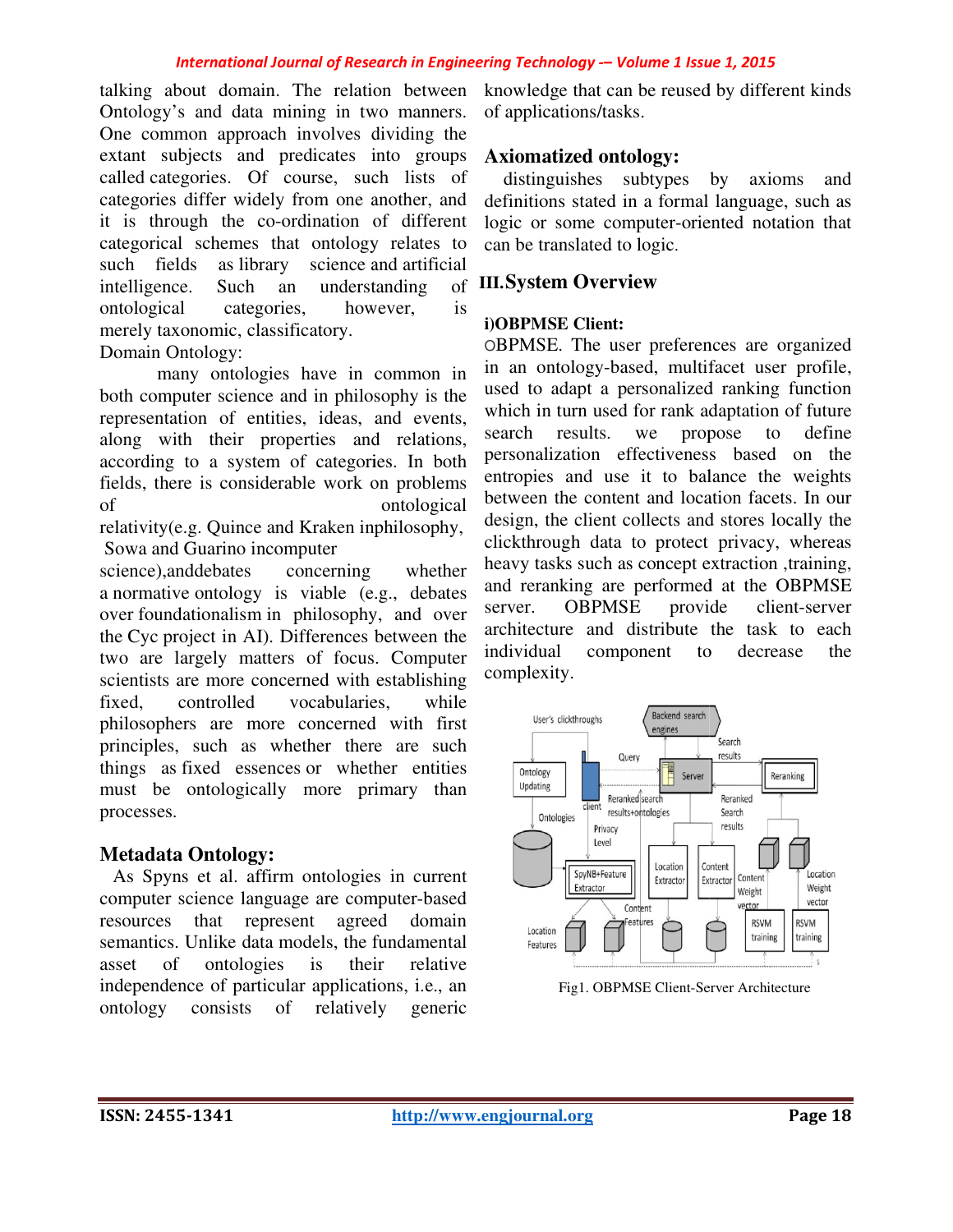talking about domain. The relation between Ontology's and data mining in two manners. One common approach involves dividing the extant subjects and predicates into groups called categories. Of course, such lists of categories differ widely from one another, and it is through the co-ordination of different categorical schemes that ontology relates to such fields as library science and artificial intelligence. Such an understanding of ontological categories, however, is merely taxonomic, classificatory.

Domain Ontology:

many ontologies have in common in both computer science and in philosophy is the representation of entities, ideas, and events, along with their properties and relations, according to a system of categories. In both fields, there is considerable work on problems of ontological relativity(e.g. Quince and Kraken inphilosophy, Sowa and Guarino incomputer science),anddebates concerning whether a normative ontology is viable (e.g., debates over foundationalism in philosophy, and over the Cyc project in AI). Differences between the two are largely matters of focus. Computer scientists are more concerned with establishing fixed, controlled vocabularies, while philosophers are more concerned with first principles, such as whether there are such things as fixed essences or whether entities must be ontologically more primary than processes.

## Metadata Ontology:

As Spyns et al. affirm ontologies in current computer science language are computer-based resources that represent agreed domain semantics. Unlike data models, the fundamental asset of ontologies is their relative independence of particular applications, i.e., an ontology consists of relatively generic knowledge that can be reused by different kinds of applications/tasks.

## Axiomatized ontology:

distinguishes subtypes by axioms and definitions stated in a formal language, such as logic or some computer-oriented notation that can be translated to logic.

# III.System Overview

### i)OBPMSE Client:

OBPMSE. The user preferences are organized in an ontology-based, multifacet user profile, used to adapt a personalized ranking function which in turn used for rank adaptation of future search results. we propose to define personalization effectiveness based on the entropies and use it to balance the weights between the content and location facets. In our design, the client collects and stores locally the clickthrough data to protect privacy, whereas heavy tasks such as concept extraction ,training, and reranking are performed at the OBPMSE server. OBPMSE provide client-server architecture and distribute the task to each individual component to decrease the complexity.

Fig1. OBPMSE Client-Server Architecture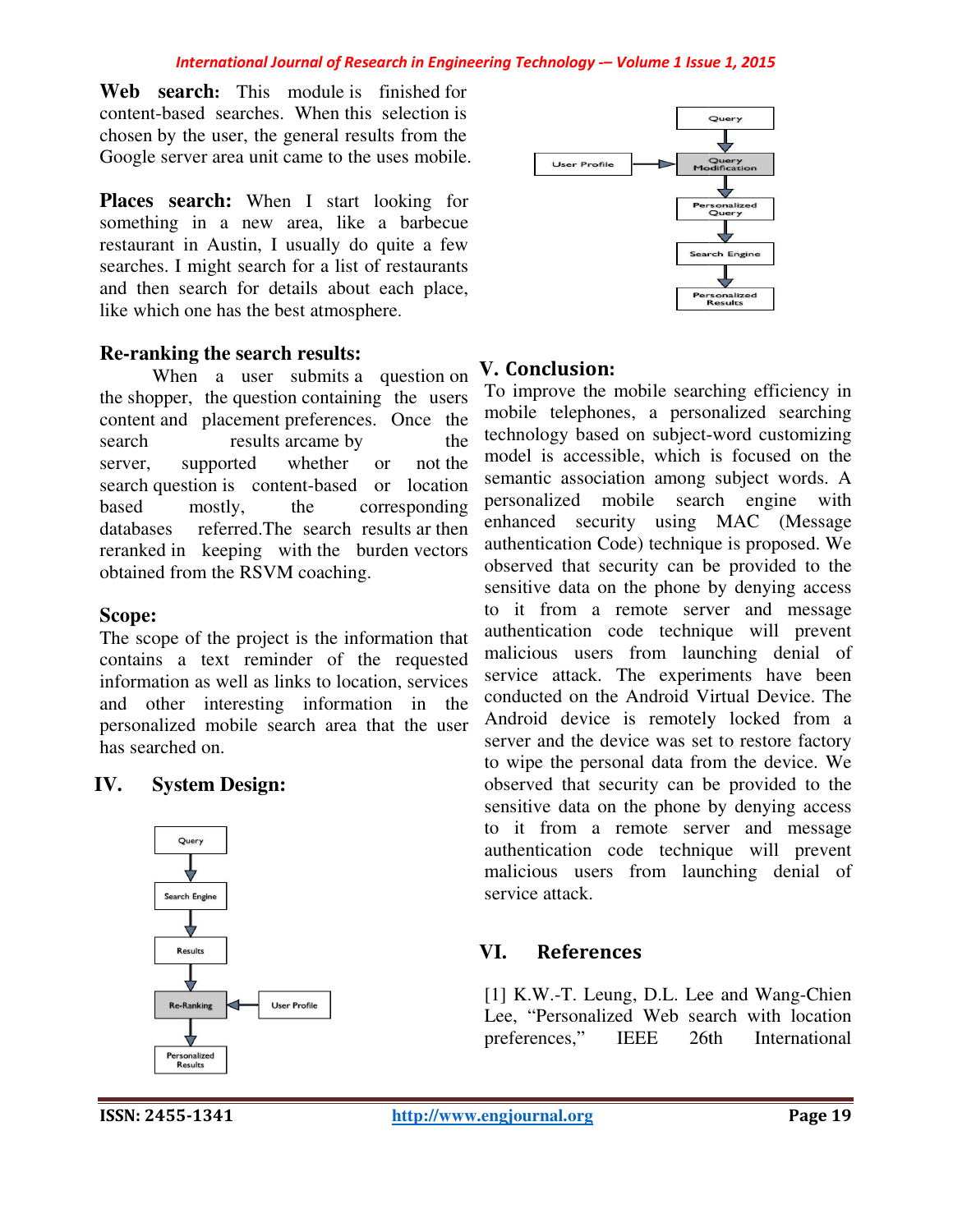**Web search:** This module is finished for content-based searches. When this selection is chosen by the user, the general results from the Google server area unit came to the uses mobile.

**Places search:** When I start looking for something in a new area, like a barbecue restaurant in Austin, I usually do quite a few searches. I might search for a list of restaurants and then search for details about each place, like which one has the best atmosphere.

### Re-ranking the search results:

When a user submits a question on the shopper, the question containing the users content and placement preferences. Once the search results arcame by the server, supported whether or not the search question is content-based or location based mostly, the corresponding databases referred.The search results ar then reranked in keeping with the burden vectors obtained from the RSVM coaching.

### Scope:

The scope of the project is the information that contains a text reminder of the requested information as well as links to location, services and other interesting information in the personalized mobile search area that the user has searched on.

## IV. System Design:

Query → Search Engine → Results → Re-Ranking ← User Profile → Personalized Results

Query → Query Modification ← User Profile → Personalized Query → Search Engine → Personalized Results

## V. Conclusion:

To improve the mobile searching efficiency in mobile telephones, a personalized searching technology based on subject-word customizing model is accessible, which is focused on the semantic association among subject words. A personalized mobile search engine with enhanced security using MAC (Message authentication Code) technique is proposed. We observed that security can be provided to the sensitive data on the phone by denying access to it from a remote server and message authentication code technique will prevent malicious users from launching denial of service attack. The experiments have been conducted on the Android Virtual Device. The Android device is remotely locked from a server and the device was set to restore factory to wipe the personal data from the device. We observed that security can be provided to the sensitive data on the phone by denying access to it from a remote server and message authentication code technique will prevent malicious users from launching denial of service attack.

## VI. References

[1] K.W.-T. Leung, D.L. Lee and Wang-Chien Lee, "Personalized Web search with location preferences," IEEE 26th International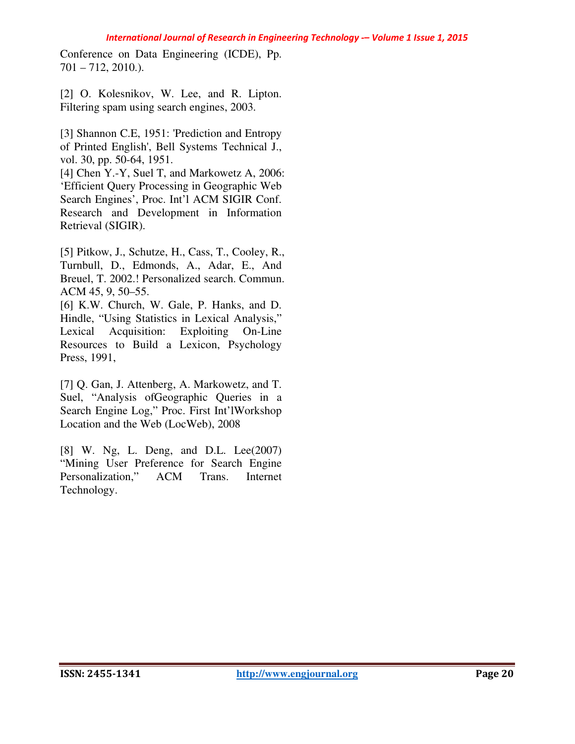Conference on Data Engineering (ICDE), Pp. 701 – 712, 2010.).

[2] O. Kolesnikov, W. Lee, and R. Lipton. Filtering spam using search engines, 2003.

[3] Shannon C.E, 1951: 'Prediction and Entropy of Printed English', Bell Systems Technical J., vol. 30, pp. 50-64, 1951.

[4] Chen Y.-Y, Suel T, and Markowetz A, 2006: 'Efficient Query Processing in Geographic Web Search Engines', Proc. Int'l ACM SIGIR Conf. Research and Development in Information Retrieval (SIGIR).

[5] Pitkow, J., Schutze, H., Cass, T., Cooley, R., Turnbull, D., Edmonds, A., Adar, E., And Breuel, T. 2002.! Personalized search. Commun. ACM 45, 9, 50–55.

[6] K.W. Church, W. Gale, P. Hanks, and D. Hindle, "Using Statistics in Lexical Analysis," Lexical Acquisition: Exploiting On-Line Resources to Build a Lexicon, Psychology Press, 1991,

[7] Q. Gan, J. Attenberg, A. Markowetz, and T. Suel, "Analysis ofGeographic Queries in a Search Engine Log," Proc. First Int'lWorkshop Location and the Web (LocWeb), 2008

[8] W. Ng, L. Deng, and D.L. Lee(2007) "Mining User Preference for Search Engine Personalization," ACM Trans. Internet Technology.